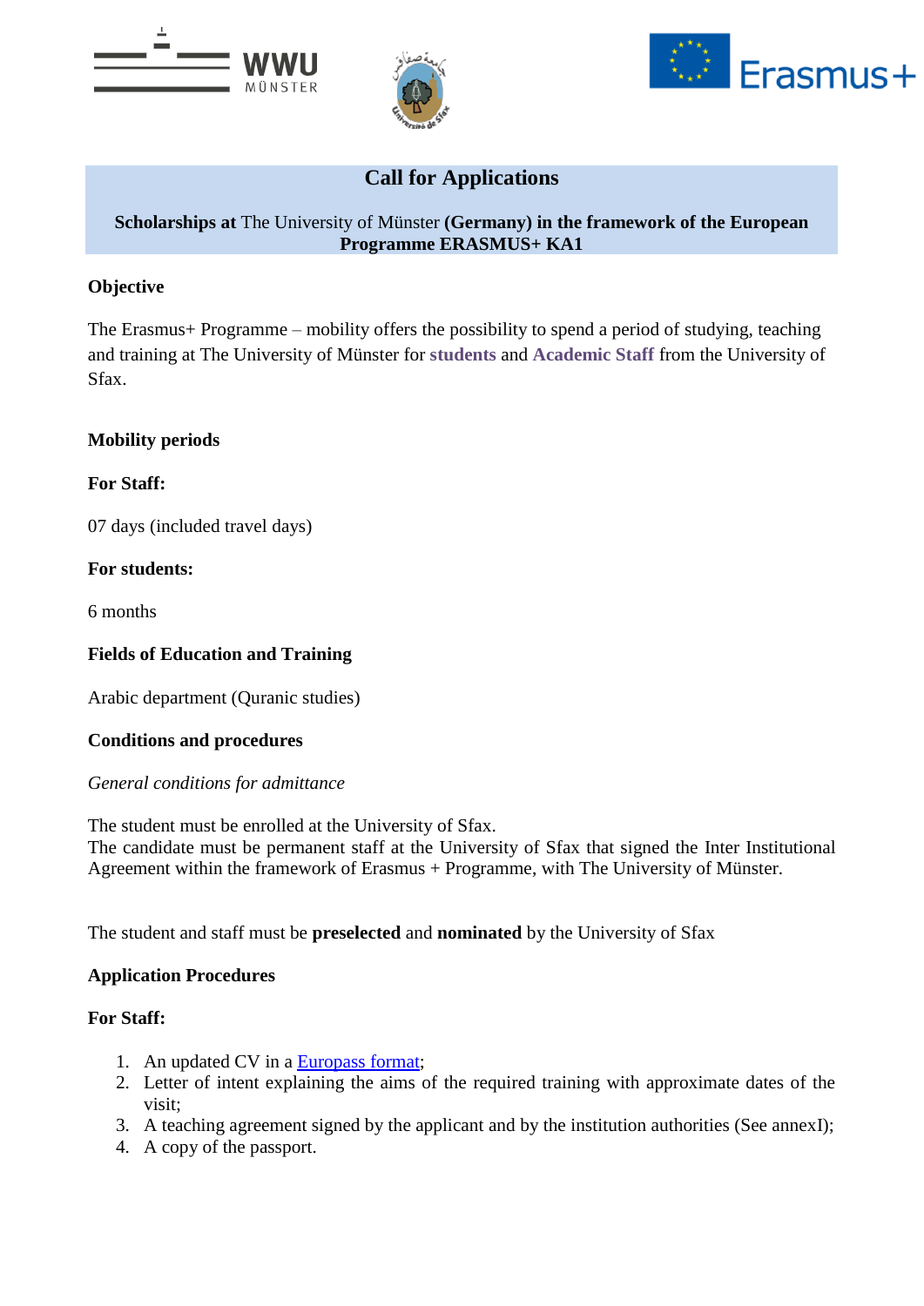## Call for Applications

**Scholarships at** The University of Münster **(Germany) in the framework of the European Programme ERASMUS+ KA1**

### Objective

The Erasmus+ Programme – mobility offers the possibility to spend a period of studying, teaching and training at The University of Münster for **students** and **Academic Staff** from the University of Sfax.

### Mobility periods

**For Staff:**

07 days (included travel days)

**For students:**

6 months

### Fields of Education and Training

Arabic department (Quranic studies)

### Conditions and procedures

*General conditions for admittance*

The student must be enrolled at the University of Sfax.
The candidate must be permanent staff at the University of Sfax that signed the Inter Institutional Agreement within the framework of Erasmus + Programme, with The University of Münster.

The student and staff must be **preselected** and **nominated** by the University of Sfax

### Application Procedures

**For Staff:**

1. An updated CV in a Europass format;
2. Letter of intent explaining the aims of the required training with approximate dates of the visit;
3. A teaching agreement signed by the applicant and by the institution authorities (See annexI);
4. A copy of the passport.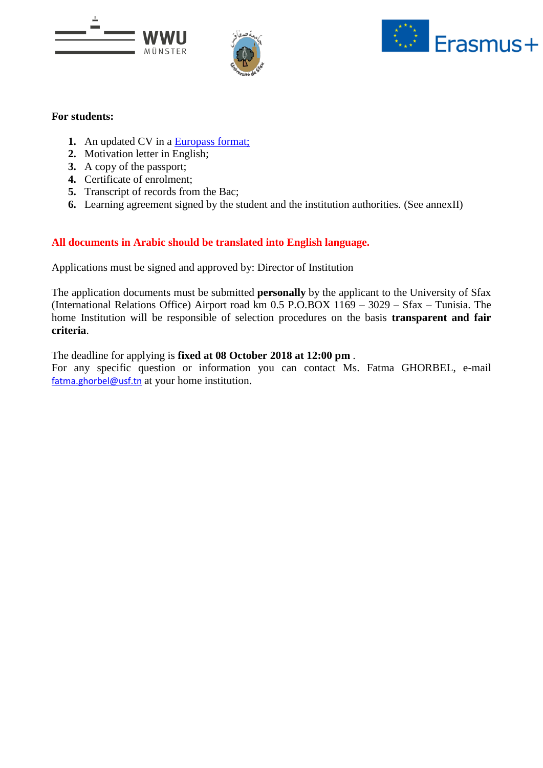**For students:**

1. An updated CV in a [Europass format;](Europass format;)
2. Motivation letter in English;
3. A copy of the passport;
4. Certificate of enrolment;
5. Transcript of records from the Bac;
6. Learning agreement signed by the student and the institution authorities. (See annexII)

**All documents in Arabic should be translated into English language.**

Applications must be signed and approved by: Director of Institution

The application documents must be submitted **personally** by the applicant to the University of Sfax (International Relations Office) Airport road km 0.5 P.O.BOX 1169 – 3029 – Sfax – Tunisia. The home Institution will be responsible of selection procedures on the basis **transparent and fair criteria**.

The deadline for applying is **fixed at 08 October 2018 at 12:00 pm** .
For any specific question or information you can contact Ms. Fatma GHORBEL, e-mail fatma.ghorbel@usf.tn at your home institution.